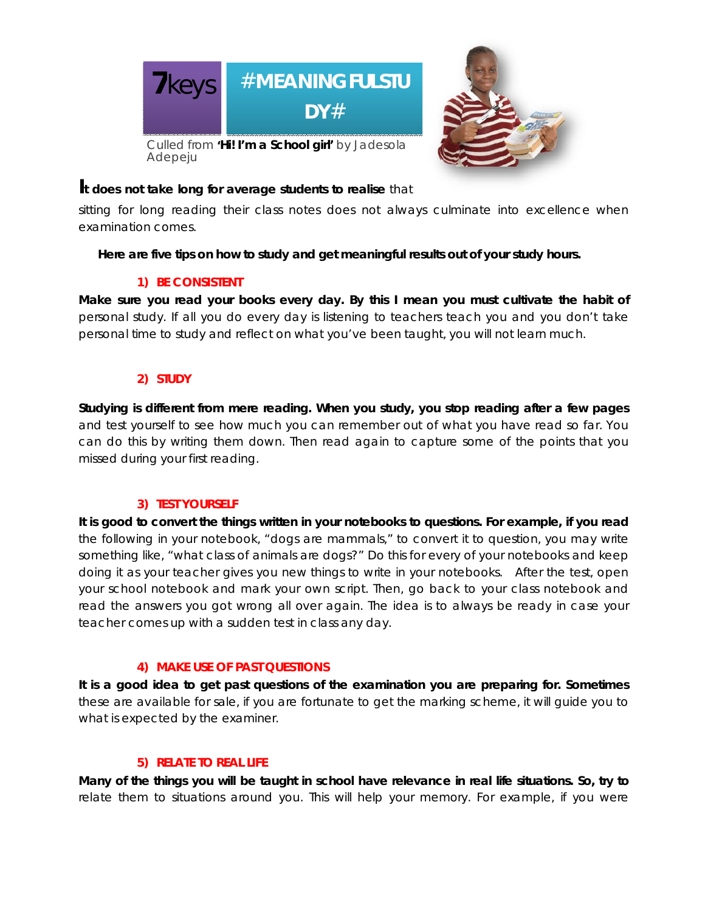# 7keys #MEANING FULSTUDY#

Culled from **'Hi! I'm a School girl'** by Jadesola Adepeju

**It does not take long for average students to realise** that sitting for long reading their class notes does not always culminate into excellence when examination comes.

**Here are five tips on how to study and get meaningful results out of your study hours.**

## 1) BE CONSISTENT

**Make sure you read your books every day. By this I mean you must cultivate the habit of** personal study. If all you do every day is listening to teachers teach you and you don't take personal time to study and reflect on what you've been taught, you will not learn much.

## 2) STUDY

**Studying is different from mere reading. When you study, you stop reading after a few pages** and test yourself to see how much you can remember out of what you have read so far. You can do this by writing them down. Then read again to capture some of the points that you missed during your first reading.

## 3) TEST YOURSELF

**It is good to convert the things written in your notebooks to questions. For example, if you read** the following in your notebook, "dogs are mammals," to convert it to question, you may write something like, "what class of animals are dogs?" Do this for every of your notebooks and keep doing it as your teacher gives you new things to write in your notebooks. After the test, open your school notebook and mark your own script. Then, go back to your class notebook and read the answers you got wrong all over again. The idea is to always be ready in case your teacher comes up with a sudden test in class any day.

## 4) MAKE USE OF PAST QUESTIONS

**It is a good idea to get past questions of the examination you are preparing for. Sometimes** these are available for sale, if you are fortunate to get the marking scheme, it will guide you to what is expected by the examiner.

## 5) RELATE TO REAL LIFE

**Many of the things you will be taught in school have relevance in real life situations. So, try to** relate them to situations around you. This will help your memory. For example, if you were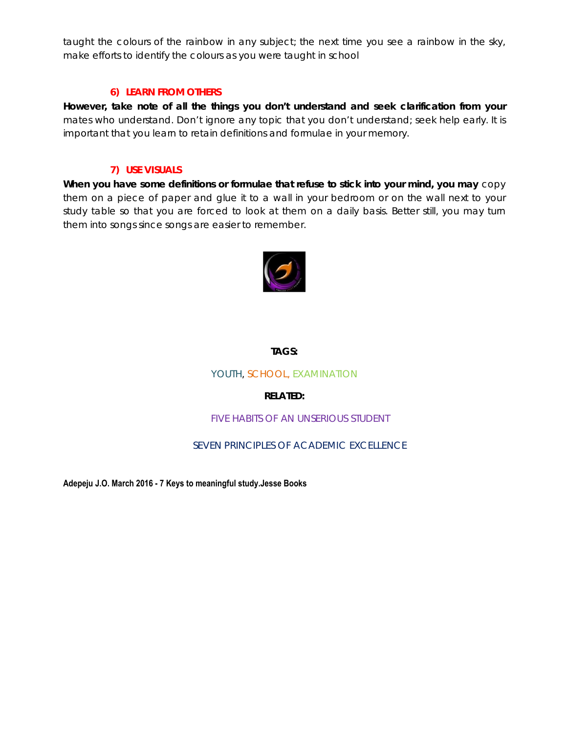taught the colours of the rainbow in any subject; the next time you see a rainbow in the sky, make efforts to identify the colours as you were taught in school

### 6) LEARN FROM OTHERS

**However, take note of all the things you don't understand and seek clarification from your** mates who understand. Don't ignore any topic that you don't understand; seek help early. It is important that you learn to retain definitions and formulae in your memory.

### 7) USE VISUALS

**When you have some definitions or formulae that refuse to stick into your mind, you may** copy them on a piece of paper and glue it to a wall in your bedroom or on the wall next to your study table so that you are forced to look at them on a daily basis. Better still, you may turn them into songs since songs are easier to remember.

**TAGS:**

YOUTH, SCHOOL, EXAMINATION

**RELATED:**

FIVE HABITS OF AN UNSERIOUS STUDENT

SEVEN PRINCIPLES OF ACADEMIC EXCELLENCE

**Adepeju J.O. March 2016 - 7 Keys to meaningful study.Jesse Books**